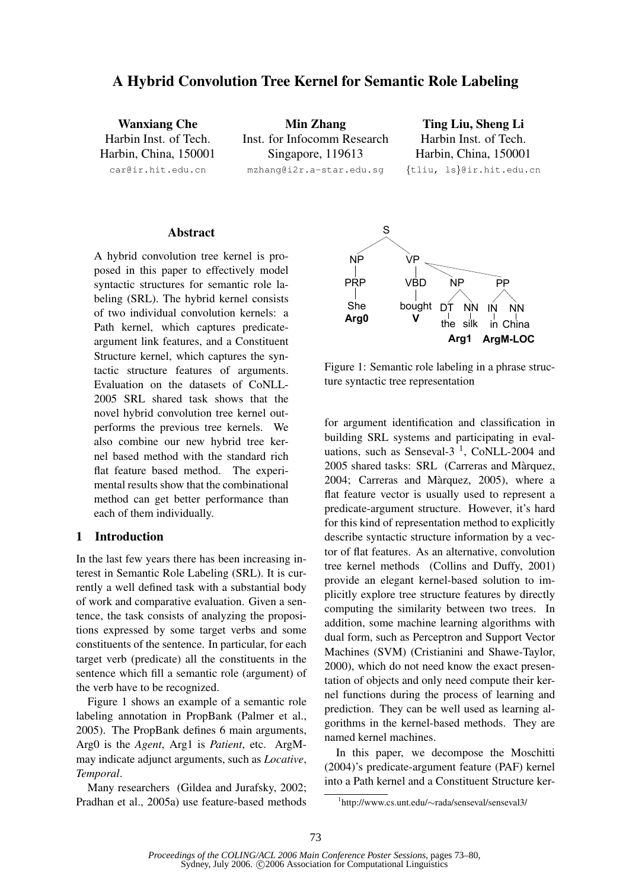# A Hybrid Convolution Tree Kernel for Semantic Role Labeling

**Wanxiang Che**
Harbin Inst. of Tech.
Harbin, China, 150001
car@ir.hit.edu.cn

**Min Zhang**
Inst. for Infocomm Research
Singapore, 119613
mzhang@i2r.a-star.edu.sg

**Ting Liu, Sheng Li**
Harbin Inst. of Tech.
Harbin, China, 150001
{tliu, ls}@ir.hit.edu.cn

## Abstract

A hybrid convolution tree kernel is proposed in this paper to effectively model syntactic structures for semantic role labeling (SRL). The hybrid kernel consists of two individual convolution kernels: a Path kernel, which captures predicate-argument link features, and a Constituent Structure kernel, which captures the syntactic structure features of arguments. Evaluation on the datasets of CoNLL-2005 SRL shared task shows that the novel hybrid convolution tree kernel outperforms the previous tree kernels. We also combine our new hybrid tree kernel based method with the standard rich flat feature based method. The experimental results show that the combinational method can get better performance than each of them individually.

## 1 Introduction

In the last few years there has been increasing interest in Semantic Role Labeling (SRL). It is currently a well defined task with a substantial body of work and comparative evaluation. Given a sentence, the task consists of analyzing the propositions expressed by some target verbs and some constituents of the sentence. In particular, for each target verb (predicate) all the constituents in the sentence which fill a semantic role (argument) of the verb have to be recognized.

Figure 1 shows an example of a semantic role labeling annotation in PropBank (Palmer et al., 2005). The PropBank defines 6 main arguments, Arg0 is the *Agent*, Arg1 is *Patient*, etc. ArgM-may indicate adjunct arguments, such as *Locative*, *Temporal*.

Many researchers (Gildea and Jurafsky, 2002; Pradhan et al., 2005a) use feature-based methods for argument identification and classification in building SRL systems and participating in evaluations, such as Senseval-3 [1], CoNLL-2004 and 2005 shared tasks: SRL (Carreras and Màrquez, 2004; Carreras and Màrquez, 2005), where a flat feature vector is usually used to represent a predicate-argument structure. However, it's hard for this kind of representation method to explicitly describe syntactic structure information by a vector of flat features. As an alternative, convolution tree kernel methods (Collins and Duffy, 2001) provide an elegant kernel-based solution to implicitly explore tree structure features by directly computing the similarity between two trees. In addition, some machine learning algorithms with dual form, such as Perceptron and Support Vector Machines (SVM) (Cristianini and Shawe-Taylor, 2000), which do not need know the exact presentation of objects and only need compute their kernel functions during the process of learning and prediction. They can be well used as learning algorithms in the kernel-based methods. They are named kernel machines.

In this paper, we decompose the Moschitti (2004)'s predicate-argument feature (PAF) kernel into a Path kernel and a Constituent Structure ker-

Figure 1: Semantic role labeling in a phrase structure syntactic tree representation

[1] http://www.cs.unt.edu/∼rada/senseval/senseval3/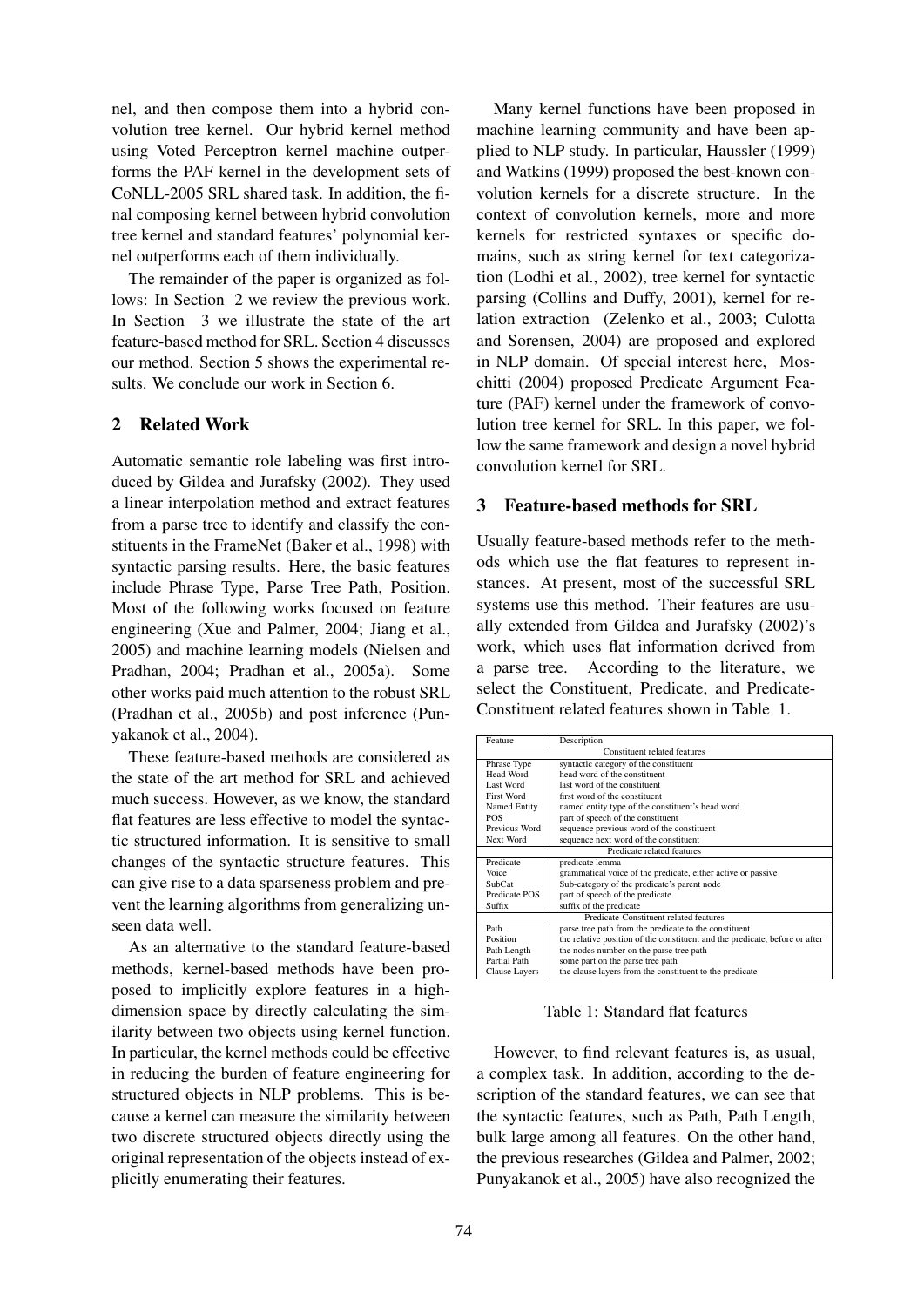nel, and then compose them into a hybrid convolution tree kernel. Our hybrid kernel method using Voted Perceptron kernel machine outperforms the PAF kernel in the development sets of CoNLL-2005 SRL shared task. In addition, the final composing kernel between hybrid convolution tree kernel and standard features' polynomial kernel outperforms each of them individually.

The remainder of the paper is organized as follows: In Section 2 we review the previous work. In Section 3 we illustrate the state of the art feature-based method for SRL. Section 4 discusses our method. Section 5 shows the experimental results. We conclude our work in Section 6.

## 2 Related Work

Automatic semantic role labeling was first introduced by Gildea and Jurafsky (2002). They used a linear interpolation method and extract features from a parse tree to identify and classify the constituents in the FrameNet (Baker et al., 1998) with syntactic parsing results. Here, the basic features include Phrase Type, Parse Tree Path, Position. Most of the following works focused on feature engineering (Xue and Palmer, 2004; Jiang et al., 2005) and machine learning models (Nielsen and Pradhan, 2004; Pradhan et al., 2005a). Some other works paid much attention to the robust SRL (Pradhan et al., 2005b) and post inference (Punyakanok et al., 2004).

These feature-based methods are considered as the state of the art method for SRL and achieved much success. However, as we know, the standard flat features are less effective to model the syntactic structured information. It is sensitive to small changes of the syntactic structure features. This can give rise to a data sparseness problem and prevent the learning algorithms from generalizing unseen data well.

As an alternative to the standard feature-based methods, kernel-based methods have been proposed to implicitly explore features in a high-dimension space by directly calculating the similarity between two objects using kernel function. In particular, the kernel methods could be effective in reducing the burden of feature engineering for structured objects in NLP problems. This is because a kernel can measure the similarity between two discrete structured objects directly using the original representation of the objects instead of explicitly enumerating their features.

Many kernel functions have been proposed in machine learning community and have been applied to NLP study. In particular, Haussler (1999) and Watkins (1999) proposed the best-known convolution kernels for a discrete structure. In the context of convolution kernels, more and more kernels for restricted syntaxes or specific domains, such as string kernel for text categorization (Lodhi et al., 2002), tree kernel for syntactic parsing (Collins and Duffy, 2001), kernel for relation extraction (Zelenko et al., 2003; Culotta and Sorensen, 2004) are proposed and explored in NLP domain. Of special interest here, Moschitti (2004) proposed Predicate Argument Feature (PAF) kernel under the framework of convolution tree kernel for SRL. In this paper, we follow the same framework and design a novel hybrid convolution kernel for SRL.

## 3 Feature-based methods for SRL

Usually feature-based methods refer to the methods which use the flat features to represent instances. At present, most of the successful SRL systems use this method. Their features are usually extended from Gildea and Jurafsky (2002)'s work, which uses flat information derived from a parse tree. According to the literature, we select the Constituent, Predicate, and Predicate-Constituent related features shown in Table 1.

| Feature | Description |
|---|---|
| Constituent related features | |
| Phrase Type | syntactic category of the constituent |
| Head Word | head word of the constituent |
| Last Word | last word of the constituent |
| First Word | first word of the constituent |
| Named Entity | named entity type of the constituent's head word |
| POS | part of speech of the constituent |
| Previous Word | sequence previous word of the constituent |
| Next Word | sequence next word of the constituent |
| Predicate related features | |
| Predicate | predicate lemma |
| Voice | grammatical voice of the predicate, either active or passive |
| SubCat | Sub-category of the predicate's parent node |
| Predicate POS | part of speech of the predicate |
| Suffix | suffix of the predicate |
| Predicate-Constituent related features | |
| Path | parse tree path from the predicate to the constituent |
| Position | the relative position of the constituent and the predicate, before or after |
| Path Length | the nodes number on the parse tree path |
| Partial Path | some part on the parse tree path |
| Clause Layers | the clause layers from the constituent to the predicate |

Table 1: Standard flat features

However, to find relevant features is, as usual, a complex task. In addition, according to the description of the standard features, we can see that the syntactic features, such as Path, Path Length, bulk large among all features. On the other hand, the previous researches (Gildea and Palmer, 2002; Punyakanok et al., 2005) have also recognized the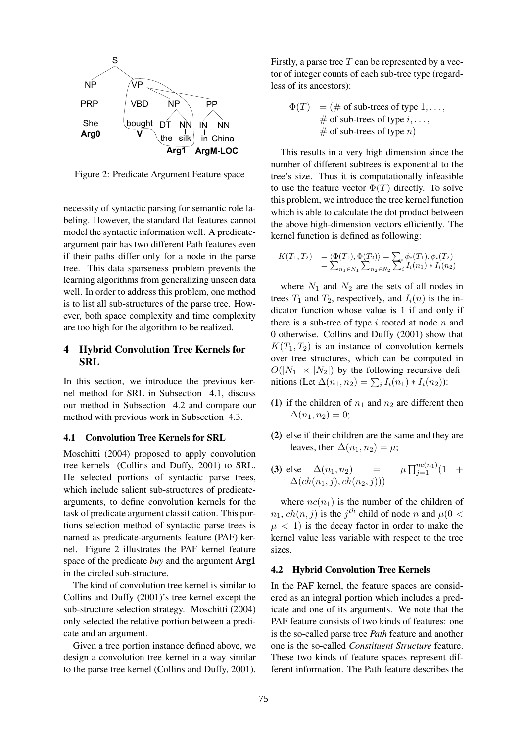Figure 2: Predicate Argument Feature space

necessity of syntactic parsing for semantic role labeling. However, the standard flat features cannot model the syntactic information well. A predicate-argument pair has two different Path features even if their paths differ only for a node in the parse tree. This data sparseness problem prevents the learning algorithms from generalizing unseen data well. In order to address this problem, one method is to list all sub-structures of the parse tree. However, both space complexity and time complexity are too high for the algorithm to be realized.

## 4 Hybrid Convolution Tree Kernels for SRL

In this section, we introduce the previous kernel method for SRL in Subsection 4.1, discuss our method in Subsection 4.2 and compare our method with previous work in Subsection 4.3.

### 4.1 Convolution Tree Kernels for SRL

Moschitti (2004) proposed to apply convolution tree kernels (Collins and Duffy, 2001) to SRL. He selected portions of syntactic parse trees, which include salient sub-structures of predicate-arguments, to define convolution kernels for the task of predicate argument classification. This portions selection method of syntactic parse trees is named as predicate-arguments feature (PAF) kernel. Figure 2 illustrates the PAF kernel feature space of the predicate *buy* and the argument **Arg1** in the circled sub-structure.

The kind of convolution tree kernel is similar to Collins and Duffy (2001)'s tree kernel except the sub-structure selection strategy. Moschitti (2004) only selected the relative portion between a predicate and an argument.

Given a tree portion instance defined above, we design a convolution tree kernel in a way similar to the parse tree kernel (Collins and Duffy, 2001). Firstly, a parse tree $T$ can be represented by a vector of integer counts of each sub-tree type (regardless of its ancestors):

$$\Phi(T) = (\#\text{ of sub-trees of type } 1, \ldots, \#\text{ of sub-trees of type } i, \ldots, \#\text{ of sub-trees of type } n)$$

This results in a very high dimension since the number of different subtrees is exponential to the tree's size. Thus it is computationally infeasible to use the feature vector $\Phi(T)$ directly. To solve this problem, we introduce the tree kernel function which is able to calculate the dot product between the above high-dimension vectors efficiently. The kernel function is defined as following:

$$\begin{aligned} K(T_1, T_2) &= \langle \Phi(T_1), \Phi(T_2) \rangle = \sum_i \phi_i(T_1), \phi_i(T_2) \\ &= \sum_{n_1 \in N_1} \sum_{n_2 \in N_2} \sum_i I_i(n_1) * I_i(n_2) \end{aligned}$$

where $N_1$ and $N_2$ are the sets of all nodes in trees $T_1$ and $T_2$, respectively, and $I_i(n)$ is the indicator function whose value is 1 if and only if there is a sub-tree of type $i$ rooted at node $n$ and 0 otherwise. Collins and Duffy (2001) show that $K(T_1, T_2)$ is an instance of convolution kernels over tree structures, which can be computed in $O(|N_1| \times |N_2|)$ by the following recursive definitions (Let $\Delta(n_1, n_2) = \sum_i I_i(n_1) * I_i(n_2)$):

**(1)** if the children of $n_1$ and $n_2$ are different then $\Delta(n_1, n_2) = 0$;

**(2)** else if their children are the same and they are leaves, then $\Delta(n_1, n_2) = \mu$;

**(3)** else $\Delta(n_1, n_2) = \mu \prod_{j=1}^{nc(n_1)} (1 + \Delta(ch(n_1, j), ch(n_2, j)))$

where $nc(n_1)$ is the number of the children of $n_1$, $ch(n, j)$ is the $j^{th}$ child of node $n$ and $\mu (0 < \mu < 1)$ is the decay factor in order to make the kernel value less variable with respect to the tree sizes.

### 4.2 Hybrid Convolution Tree Kernels

In the PAF kernel, the feature spaces are considered as an integral portion which includes a predicate and one of its arguments. We note that the PAF feature consists of two kinds of features: one is the so-called parse tree *Path* feature and another one is the so-called *Constituent Structure* feature. These two kinds of feature spaces represent different information. The Path feature describes the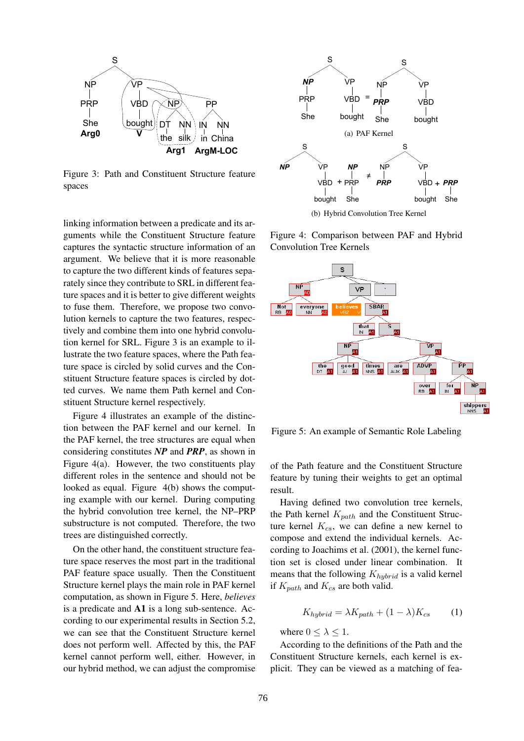Figure 3: Path and Constituent Structure feature spaces

linking information between a predicate and its arguments while the Constituent Structure feature captures the syntactic structure information of an argument. We believe that it is more reasonable to capture the two different kinds of features separately since they contribute to SRL in different feature spaces and it is better to give different weights to fuse them. Therefore, we propose two convolution kernels to capture the two features, respectively and combine them into one hybrid convolution kernel for SRL. Figure 3 is an example to illustrate the two feature spaces, where the Path feature space is circled by solid curves and the Constituent Structure feature spaces is circled by dotted curves. We name them Path kernel and Constituent Structure kernel respectively.

Figure 4 illustrates an example of the distinction between the PAF kernel and our kernel. In the PAF kernel, the tree structures are equal when considering constitutes ***NP*** and ***PRP***, as shown in Figure 4(a). However, the two constituents play different roles in the sentence and should not be looked as equal. Figure 4(b) shows the computing example with our kernel. During computing the hybrid convolution tree kernel, the NP–PRP substructure is not computed. Therefore, the two trees are distinguished correctly.

On the other hand, the constituent structure feature space reserves the most part in the traditional PAF feature space usually. Then the Constituent Structure kernel plays the main role in PAF kernel computation, as shown in Figure 5. Here, *believes* is a predicate and **A1** is a long sub-sentence. According to our experimental results in Section 5.2, we can see that the Constituent Structure kernel does not perform well. Affected by this, the PAF kernel cannot perform well, either. However, in our hybrid method, we can adjust the compromise

(a) PAF Kernel

(b) Hybrid Convolution Tree Kernel

Figure 4: Comparison between PAF and Hybrid Convolution Tree Kernels

Figure 5: An example of Semantic Role Labeling

of the Path feature and the Constituent Structure feature by tuning their weights to get an optimal result.

Having defined two convolution tree kernels, the Path kernel $K_{path}$ and the Constituent Structure kernel $K_{cs}$, we can define a new kernel to compose and extend the individual kernels. According to Joachims et al. (2001), the kernel function set is closed under linear combination. It means that the following $K_{hybrid}$ is a valid kernel if $K_{path}$ and $K_{cs}$ are both valid.

$$K_{hybrid} = \lambda K_{path} + (1 - \lambda) K_{cs} \qquad (1)$$

where $0 \leq \lambda \leq 1$.

According to the definitions of the Path and the Constituent Structure kernels, each kernel is explicit. They can be viewed as a matching of fea-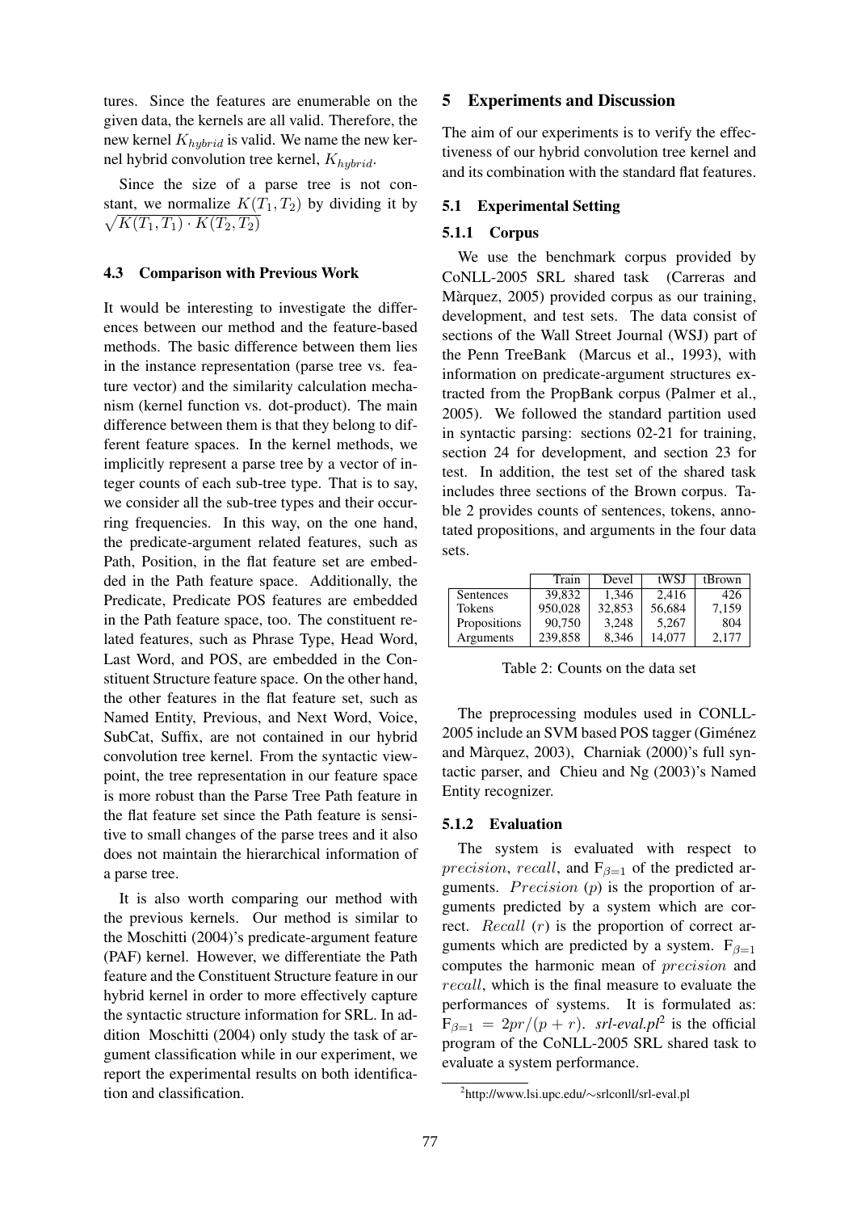tures. Since the features are enumerable on the given data, the kernels are all valid. Therefore, the new kernel $K_{hybrid}$ is valid. We name the new kernel hybrid convolution tree kernel, $K_{hybrid}$.

Since the size of a parse tree is not constant, we normalize $K(T_1, T_2)$ by dividing it by $\sqrt{K(T_1, T_1) \cdot K(T_2, T_2)}$

### 4.3 Comparison with Previous Work

It would be interesting to investigate the differences between our method and the feature-based methods. The basic difference between them lies in the instance representation (parse tree vs. feature vector) and the similarity calculation mechanism (kernel function vs. dot-product). The main difference between them is that they belong to different feature spaces. In the kernel methods, we implicitly represent a parse tree by a vector of integer counts of each sub-tree type. That is to say, we consider all the sub-tree types and their occurring frequencies. In this way, on the one hand, the predicate-argument related features, such as Path, Position, in the flat feature set are embedded in the Path feature space. Additionally, the Predicate, Predicate POS features are embedded in the Path feature space, too. The constituent related features, such as Phrase Type, Head Word, Last Word, and POS, are embedded in the Constituent Structure feature space. On the other hand, the other features in the flat feature set, such as Named Entity, Previous, and Next Word, Voice, SubCat, Suffix, are not contained in our hybrid convolution tree kernel. From the syntactic viewpoint, the tree representation in our feature space is more robust than the Parse Tree Path feature in the flat feature set since the Path feature is sensitive to small changes of the parse trees and it also does not maintain the hierarchical information of a parse tree.

It is also worth comparing our method with the previous kernels. Our method is similar to the Moschitti (2004)'s predicate-argument feature (PAF) kernel. However, we differentiate the Path feature and the Constituent Structure feature in our hybrid kernel in order to more effectively capture the syntactic structure information for SRL. In addition Moschitti (2004) only study the task of argument classification while in our experiment, we report the experimental results on both identification and classification.

## 5 Experiments and Discussion

The aim of our experiments is to verify the effectiveness of our hybrid convolution tree kernel and and its combination with the standard flat features.

### 5.1 Experimental Setting

#### 5.1.1 Corpus

We use the benchmark corpus provided by CoNLL-2005 SRL shared task (Carreras and Màrquez, 2005) provided corpus as our training, development, and test sets. The data consist of sections of the Wall Street Journal (WSJ) part of the Penn TreeBank (Marcus et al., 1993), with information on predicate-argument structures extracted from the PropBank corpus (Palmer et al., 2005). We followed the standard partition used in syntactic parsing: sections 02-21 for training, section 24 for development, and section 23 for test. In addition, the test set of the shared task includes three sections of the Brown corpus. Table 2 provides counts of sentences, tokens, annotated propositions, and arguments in the four data sets.

| | Train | Devel | tWSJ | tBrown |
|---|---|---|---|---|
| Sentences | 39,832 | 1,346 | 2,416 | 426 |
| Tokens | 950,028 | 32,853 | 56,684 | 7,159 |
| Propositions | 90,750 | 3,248 | 5,267 | 804 |
| Arguments | 239,858 | 8,346 | 14,077 | 2,177 |

Table 2: Counts on the data set

The preprocessing modules used in CONLL-2005 include an SVM based POS tagger (Giménez and Màrquez, 2003), Charniak (2000)'s full syntactic parser, and Chieu and Ng (2003)'s Named Entity recognizer.

#### 5.1.2 Evaluation

The system is evaluated with respect to $precision$, $recall$, and $F_{\beta=1}$ of the predicted arguments. $Precision$ ($p$) is the proportion of arguments predicted by a system which are correct. $Recall$ ($r$) is the proportion of correct arguments which are predicted by a system. $F_{\beta=1}$ computes the harmonic mean of $precision$ and $recall$, which is the final measure to evaluate the performances of systems. It is formulated as: $F_{\beta=1} = 2pr/(p + r)$. ***srl-eval.pl***[2] is the official program of the CoNLL-2005 SRL shared task to evaluate a system performance.

[2] http://www.lsi.upc.edu/~srlconll/srl-eval.pl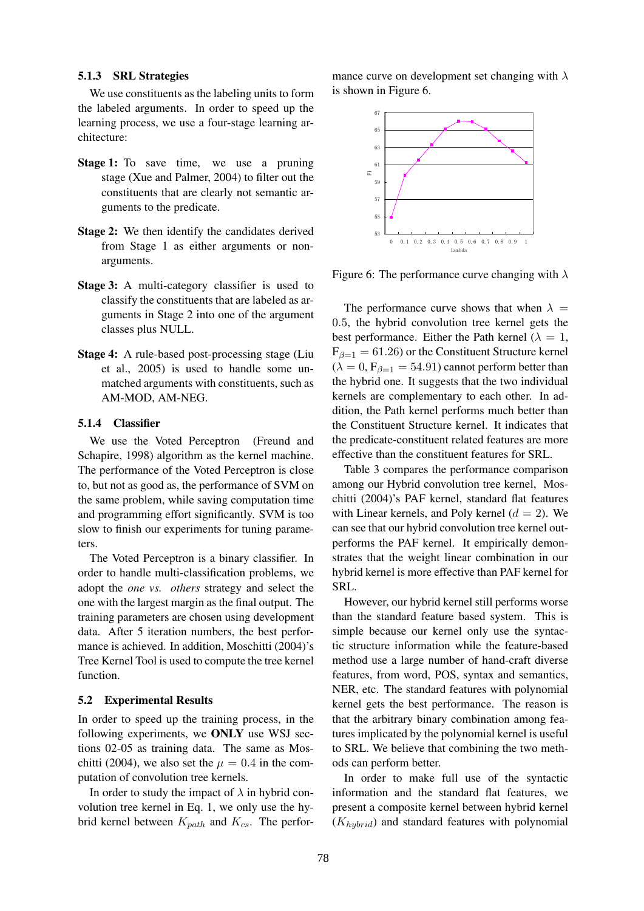### 5.1.3 SRL Strategies

We use constituents as the labeling units to form the labeled arguments. In order to speed up the learning process, we use a four-stage learning architecture:

**Stage 1:** To save time, we use a pruning stage (Xue and Palmer, 2004) to filter out the constituents that are clearly not semantic arguments to the predicate.

**Stage 2:** We then identify the candidates derived from Stage 1 as either arguments or non-arguments.

**Stage 3:** A multi-category classifier is used to classify the constituents that are labeled as arguments in Stage 2 into one of the argument classes plus NULL.

**Stage 4:** A rule-based post-processing stage (Liu et al., 2005) is used to handle some unmatched arguments with constituents, such as AM-MOD, AM-NEG.

### 5.1.4 Classifier

We use the Voted Perceptron (Freund and Schapire, 1998) algorithm as the kernel machine. The performance of the Voted Perceptron is close to, but not as good as, the performance of SVM on the same problem, while saving computation time and programming effort significantly. SVM is too slow to finish our experiments for tuning parameters.

The Voted Perceptron is a binary classifier. In order to handle multi-classification problems, we adopt the *one vs. others* strategy and select the one with the largest margin as the final output. The training parameters are chosen using development data. After 5 iteration numbers, the best performance is achieved. In addition, Moschitti (2004)'s Tree Kernel Tool is used to compute the tree kernel function.

## 5.2 Experimental Results

In order to speed up the training process, in the following experiments, we **ONLY** use WSJ sections 02-05 as training data. The same as Moschitti (2004), we also set the $\mu = 0.4$ in the computation of convolution tree kernels.

In order to study the impact of $\lambda$ in hybrid convolution tree kernel in Eq. 1, we only use the hybrid kernel between $K_{path}$ and $K_{cs}$. The performance curve on development set changing with $\lambda$ is shown in Figure 6.

Figure 6: The performance curve changing with $\lambda$

The performance curve shows that when $\lambda = 0.5$, the hybrid convolution tree kernel gets the best performance. Either the Path kernel ($\lambda = 1$, $F_{\beta=1} = 61.26$) or the Constituent Structure kernel ($\lambda = 0$, $F_{\beta=1} = 54.91$) cannot perform better than the hybrid one. It suggests that the two individual kernels are complementary to each other. In addition, the Path kernel performs much better than the Constituent Structure kernel. It indicates that the predicate-constituent related features are more effective than the constituent features for SRL.

Table 3 compares the performance comparison among our Hybrid convolution tree kernel, Moschitti (2004)'s PAF kernel, standard flat features with Linear kernels, and Poly kernel ($d = 2$). We can see that our hybrid convolution tree kernel outperforms the PAF kernel. It empirically demonstrates that the weight linear combination in our hybrid kernel is more effective than PAF kernel for SRL.

However, our hybrid kernel still performs worse than the standard feature based system. This is simple because our kernel only use the syntactic structure information while the feature-based method use a large number of hand-craft diverse features, from word, POS, syntax and semantics, NER, etc. The standard features with polynomial kernel gets the best performance. The reason is that the arbitrary binary combination among features implicated by the polynomial kernel is useful to SRL. We believe that combining the two methods can perform better.

In order to make full use of the syntactic information and the standard flat features, we present a composite kernel between hybrid kernel ($K_{hybrid}$) and standard features with polynomial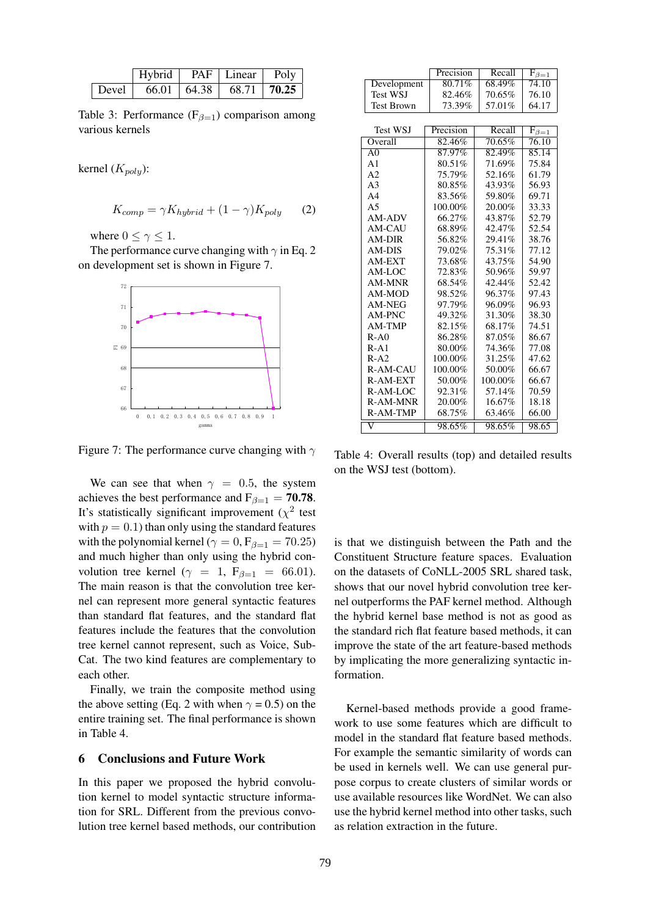|  | Hybrid | PAF | Linear | Poly |
|---|---|---|---|---|
| Devel | 66.01 | 64.38 | 68.71 | **70.25** |

Table 3: Performance ($F_{\beta=1}$) comparison among various kernels

kernel ($K_{poly}$):

$$K_{comp} = \gamma K_{hybrid} + (1 - \gamma) K_{poly} \quad (2)$$

where $0 \leq \gamma \leq 1$.

The performance curve changing with $\gamma$ in Eq. 2 on development set is shown in Figure 7.

Figure 7: The performance curve changing with $\gamma$

We can see that when $\gamma = 0.5$, the system achieves the best performance and $F_{\beta=1} = \mathbf{70.78}$. It's statistically significant improvement ($\chi^2$ test with $p = 0.1$) than only using the standard features with the polynomial kernel ($\gamma = 0, F_{\beta=1} = 70.25$) and much higher than only using the hybrid convolution tree kernel ($\gamma = 1$, $F_{\beta=1} = 66.01$). The main reason is that the convolution tree kernel can represent more general syntactic features than standard flat features, and the standard flat features include the features that the convolution tree kernel cannot represent, such as Voice, SubCat. The two kind features are complementary to each other.

Finally, we train the composite method using the above setting (Eq. 2 with when $\gamma = 0.5$) on the entire training set. The final performance is shown in Table 4.

|  | Precision | Recall | $F_{\beta=1}$ |
|---|---|---|---|
| Development | 80.71% | 68.49% | 74.10 |
| Test WSJ | 82.46% | 70.65% | 76.10 |
| Test Brown | 73.39% | 57.01% | 64.17 |

| Test WSJ | Precision | Recall | $F_{\beta=1}$ |
|---|---|---|---|
| Overall | 82.46% | 70.65% | 76.10 |
| A0 | 87.97% | 82.49% | 85.14 |
| A1 | 80.51% | 71.69% | 75.84 |
| A2 | 75.79% | 52.16% | 61.79 |
| A3 | 80.85% | 43.93% | 56.93 |
| A4 | 83.56% | 59.80% | 69.71 |
| A5 | 100.00% | 20.00% | 33.33 |
| AM-ADV | 66.27% | 43.87% | 52.79 |
| AM-CAU | 68.89% | 42.47% | 52.54 |
| AM-DIR | 56.82% | 29.41% | 38.76 |
| AM-DIS | 79.02% | 75.31% | 77.12 |
| AM-EXT | 73.68% | 43.75% | 54.90 |
| AM-LOC | 72.83% | 50.96% | 59.97 |
| AM-MNR | 68.54% | 42.44% | 52.42 |
| AM-MOD | 98.52% | 96.37% | 97.43 |
| AM-NEG | 97.79% | 96.09% | 96.93 |
| AM-PNC | 49.32% | 31.30% | 38.30 |
| AM-TMP | 82.15% | 68.17% | 74.51 |
| R-A0 | 86.28% | 87.05% | 86.67 |
| R-A1 | 80.00% | 74.36% | 77.08 |
| R-A2 | 100.00% | 31.25% | 47.62 |
| R-AM-CAU | 100.00% | 50.00% | 66.67 |
| R-AM-EXT | 50.00% | 100.00% | 66.67 |
| R-AM-LOC | 92.31% | 57.14% | 70.59 |
| R-AM-MNR | 20.00% | 16.67% | 18.18 |
| R-AM-TMP | 68.75% | 63.46% | 66.00 |
| V | 98.65% | 98.65% | 98.65 |

Table 4: Overall results (top) and detailed results on the WSJ test (bottom).

## 6 Conclusions and Future Work

In this paper we proposed the hybrid convolution kernel to model syntactic structure information for SRL. Different from the previous convolution tree kernel based methods, our contribution is that we distinguish between the Path and the Constituent Structure feature spaces. Evaluation on the datasets of CoNLL-2005 SRL shared task, shows that our novel hybrid convolution tree kernel outperforms the PAF kernel method. Although the hybrid kernel base method is not as good as the standard rich flat feature based methods, it can improve the state of the art feature-based methods by implicating the more generalizing syntactic information.

Kernel-based methods provide a good framework to use some features which are difficult to model in the standard flat feature based methods. For example the semantic similarity of words can be used in kernels well. We can use general purpose corpus to create clusters of similar words or use available resources like WordNet. We can also use the hybrid kernel method into other tasks, such as relation extraction in the future.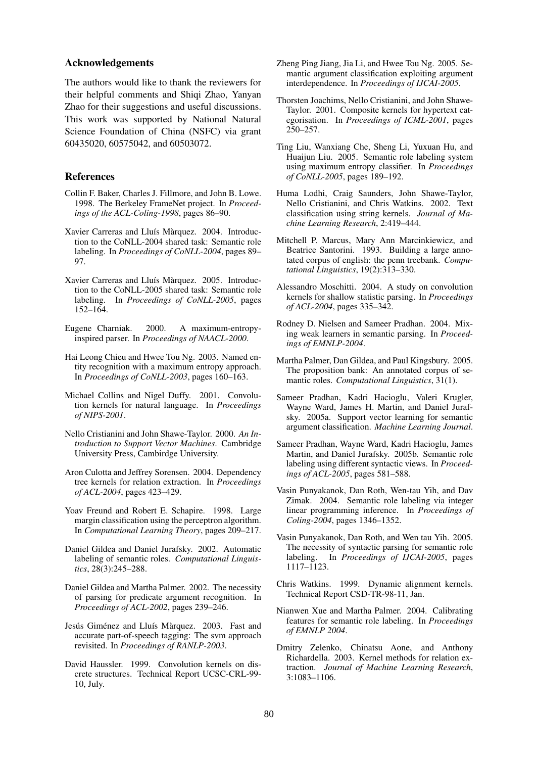## Acknowledgements

The authors would like to thank the reviewers for their helpful comments and Shiqi Zhao, Yanyan Zhao for their suggestions and useful discussions. This work was supported by National Natural Science Foundation of China (NSFC) via grant 60435020, 60575042, and 60503072.

## References

Collin F. Baker, Charles J. Fillmore, and John B. Lowe. 1998. The Berkeley FrameNet project. In *Proceedings of the ACL-Coling-1998*, pages 86–90.

Xavier Carreras and Lluís Màrquez. 2004. Introduction to the CoNLL-2004 shared task: Semantic role labeling. In *Proceedings of CoNLL-2004*, pages 89–97.

Xavier Carreras and Lluís Màrquez. 2005. Introduction to the CoNLL-2005 shared task: Semantic role labeling. In *Proceedings of CoNLL-2005*, pages 152–164.

Eugene Charniak. 2000. A maximum-entropy-inspired parser. In *Proceedings of NAACL-2000*.

Hai Leong Chieu and Hwee Tou Ng. 2003. Named entity recognition with a maximum entropy approach. In *Proceedings of CoNLL-2003*, pages 160–163.

Michael Collins and Nigel Duffy. 2001. Convolution kernels for natural language. In *Proceedings of NIPS-2001*.

Nello Cristianini and John Shawe-Taylor. 2000. *An Introduction to Support Vector Machines*. Cambridge University Press, Cambirdge University.

Aron Culotta and Jeffrey Sorensen. 2004. Dependency tree kernels for relation extraction. In *Proceedings of ACL-2004*, pages 423–429.

Yoav Freund and Robert E. Schapire. 1998. Large margin classification using the perceptron algorithm. In *Computational Learning Theory*, pages 209–217.

Daniel Gildea and Daniel Jurafsky. 2002. Automatic labeling of semantic roles. *Computational Linguistics*, 28(3):245–288.

Daniel Gildea and Martha Palmer. 2002. The necessity of parsing for predicate argument recognition. In *Proceedings of ACL-2002*, pages 239–246.

Jesús Giménez and Lluís Màrquez. 2003. Fast and accurate part-of-speech tagging: The svm approach revisited. In *Proceedings of RANLP-2003*.

David Haussler. 1999. Convolution kernels on discrete structures. Technical Report UCSC-CRL-99-10, July.

Zheng Ping Jiang, Jia Li, and Hwee Tou Ng. 2005. Semantic argument classification exploiting argument interdependence. In *Proceedings of IJCAI-2005*.

Thorsten Joachims, Nello Cristianini, and John Shawe-Taylor. 2001. Composite kernels for hypertext categorisation. In *Proceedings of ICML-2001*, pages 250–257.

Ting Liu, Wanxiang Che, Sheng Li, Yuxuan Hu, and Huaijun Liu. 2005. Semantic role labeling system using maximum entropy classifier. In *Proceedings of CoNLL-2005*, pages 189–192.

Huma Lodhi, Craig Saunders, John Shawe-Taylor, Nello Cristianini, and Chris Watkins. 2002. Text classification using string kernels. *Journal of Machine Learning Research*, 2:419–444.

Mitchell P. Marcus, Mary Ann Marcinkiewicz, and Beatrice Santorini. 1993. Building a large annotated corpus of english: the penn treebank. *Computational Linguistics*, 19(2):313–330.

Alessandro Moschitti. 2004. A study on convolution kernels for shallow statistic parsing. In *Proceedings of ACL-2004*, pages 335–342.

Rodney D. Nielsen and Sameer Pradhan. 2004. Mixing weak learners in semantic parsing. In *Proceedings of EMNLP-2004*.

Martha Palmer, Dan Gildea, and Paul Kingsbury. 2005. The proposition bank: An annotated corpus of semantic roles. *Computational Linguistics*, 31(1).

Sameer Pradhan, Kadri Hacioglu, Valeri Krugler, Wayne Ward, James H. Martin, and Daniel Jurafsky. 2005a. Support vector learning for semantic argument classification. *Machine Learning Journal*.

Sameer Pradhan, Wayne Ward, Kadri Hacioglu, James Martin, and Daniel Jurafsky. 2005b. Semantic role labeling using different syntactic views. In *Proceedings of ACL-2005*, pages 581–588.

Vasin Punyakanok, Dan Roth, Wen-tau Yih, and Dav Zimak. 2004. Semantic role labeling via integer linear programming inference. In *Proceedings of Coling-2004*, pages 1346–1352.

Vasin Punyakanok, Dan Roth, and Wen tau Yih. 2005. The necessity of syntactic parsing for semantic role labeling. In *Proceedings of IJCAI-2005*, pages 1117–1123.

Chris Watkins. 1999. Dynamic alignment kernels. Technical Report CSD-TR-98-11, Jan.

Nianwen Xue and Martha Palmer. 2004. Calibrating features for semantic role labeling. In *Proceedings of EMNLP 2004*.

Dmitry Zelenko, Chinatsu Aone, and Anthony Richardella. 2003. Kernel methods for relation extraction. *Journal of Machine Learning Research*, 3:1083–1106.